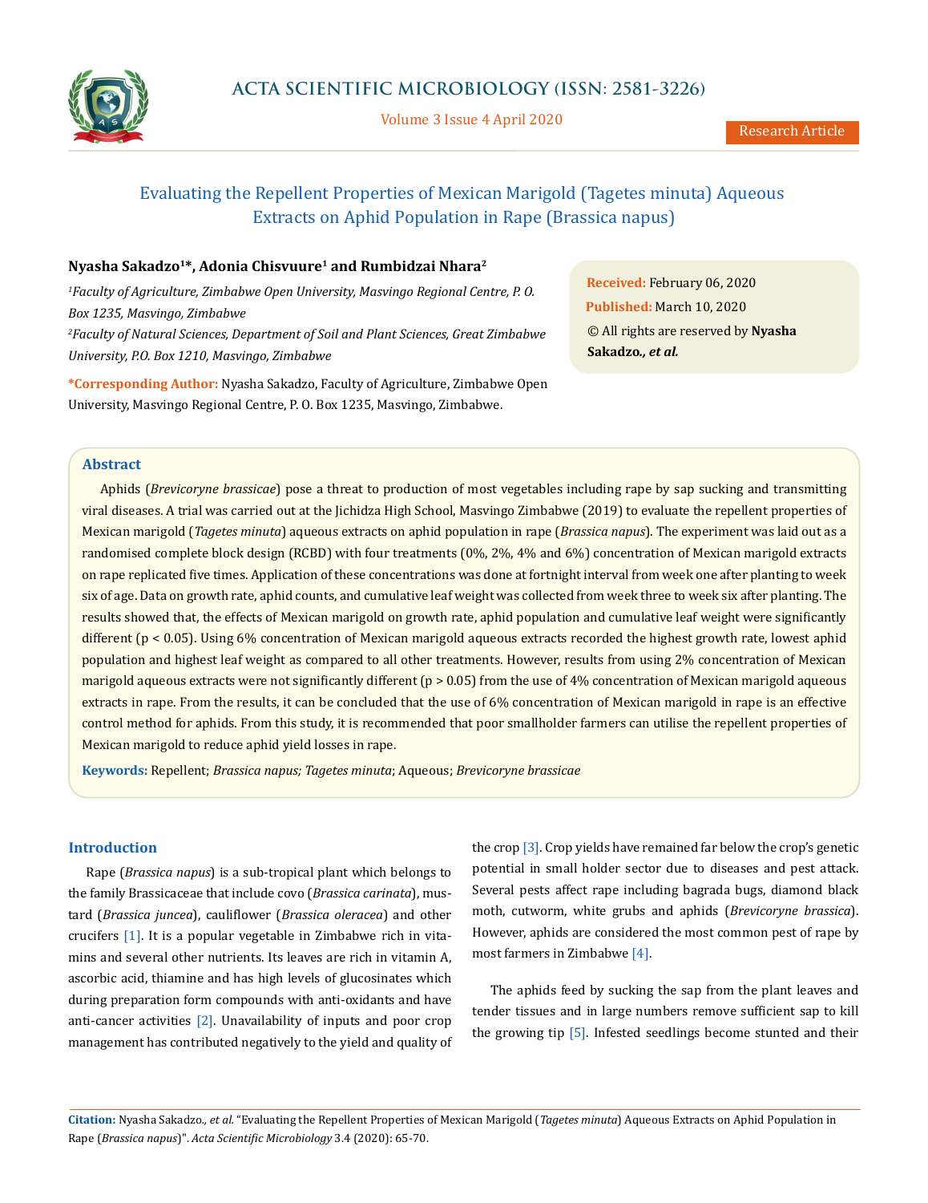# Evaluating the Repellent Properties of Mexican Marigold (Tagetes minuta) Aqueous Extracts on Aphid Population in Rape (Brassica napus)

**Nyasha Sakadzo[1]*, Adonia Chisvuure[1] and Rumbidzai Nhara[2]**

[1] *Faculty of Agriculture, Zimbabwe Open University, Masvingo Regional Centre, P. O. Box 1235, Masvingo, Zimbabwe*

[2] *Faculty of Natural Sciences, Department of Soil and Plant Sciences, Great Zimbabwe University, P.O. Box 1210, Masvingo, Zimbabwe*

**\*Corresponding Author:** Nyasha Sakadzo, Faculty of Agriculture, Zimbabwe Open University, Masvingo Regional Centre, P. O. Box 1235, Masvingo, Zimbabwe.

**Received:** February 06, 2020
**Published:** March 10, 2020
© All rights are reserved by **Nyasha Sakadzo*., et al.***

## Abstract

Aphids (*Brevicoryne brassicae*) pose a threat to production of most vegetables including rape by sap sucking and transmitting viral diseases. A trial was carried out at the Jichidza High School, Masvingo Zimbabwe (2019) to evaluate the repellent properties of Mexican marigold (*Tagetes minuta*) aqueous extracts on aphid population in rape (*Brassica napus*). The experiment was laid out as a randomised complete block design (RCBD) with four treatments (0%, 2%, 4% and 6%) concentration of Mexican marigold extracts on rape replicated five times. Application of these concentrations was done at fortnight interval from week one after planting to week six of age. Data on growth rate, aphid counts, and cumulative leaf weight was collected from week three to week six after planting. The results showed that, the effects of Mexican marigold on growth rate, aphid population and cumulative leaf weight were significantly different ($p < 0.05$). Using 6% concentration of Mexican marigold aqueous extracts recorded the highest growth rate, lowest aphid population and highest leaf weight as compared to all other treatments. However, results from using 2% concentration of Mexican marigold aqueous extracts were not significantly different ($p > 0.05$) from the use of 4% concentration of Mexican marigold aqueous extracts in rape. From the results, it can be concluded that the use of 6% concentration of Mexican marigold in rape is an effective control method for aphids. From this study, it is recommended that poor smallholder farmers can utilise the repellent properties of Mexican marigold to reduce aphid yield losses in rape.

**Keywords:** Repellent; *Brassica napus; Tagetes minuta*; Aqueous; *Brevicoryne brassicae*

## Introduction

Rape (*Brassica napus*) is a sub-tropical plant which belongs to the family Brassicaceae that include covo (*Brassica carinata*), mustard (*Brassica juncea*), cauliflower (*Brassica oleracea*) and other crucifers [1]. It is a popular vegetable in Zimbabwe rich in vitamins and several other nutrients. Its leaves are rich in vitamin A, ascorbic acid, thiamine and has high levels of glucosinates which during preparation form compounds with anti-oxidants and have anti-cancer activities [2]. Unavailability of inputs and poor crop management has contributed negatively to the yield and quality of the crop [3]. Crop yields have remained far below the crop's genetic potential in small holder sector due to diseases and pest attack. Several pests affect rape including bagrada bugs, diamond black moth, cutworm, white grubs and aphids (*Brevicoryne brassica*). However, aphids are considered the most common pest of rape by most farmers in Zimbabwe [4].

The aphids feed by sucking the sap from the plant leaves and tender tissues and in large numbers remove sufficient sap to kill the growing tip [5]. Infested seedlings become stunted and their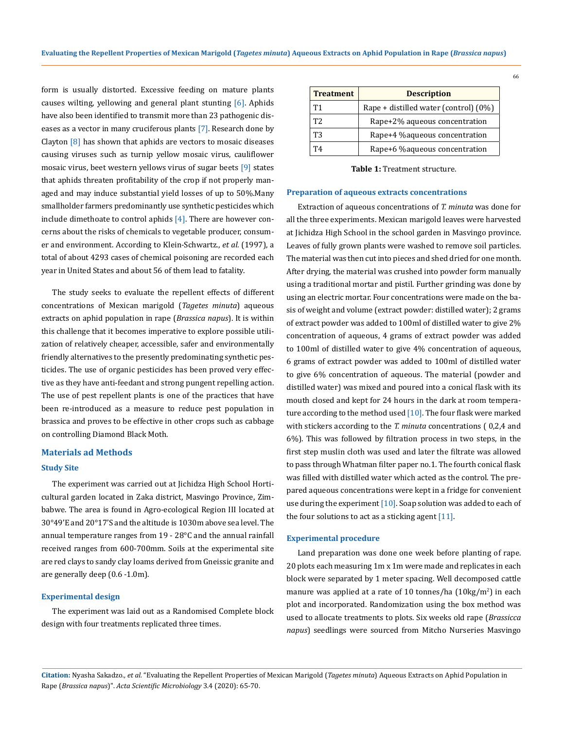form is usually distorted. Excessive feeding on mature plants causes wilting, yellowing and general plant stunting [6]. Aphids have also been identified to transmit more than 23 pathogenic diseases as a vector in many cruciferous plants [7]. Research done by Clayton [8] has shown that aphids are vectors to mosaic diseases causing viruses such as turnip yellow mosaic virus, cauliflower mosaic virus, beet western yellows virus of sugar beets [9] states that aphids threaten profitability of the crop if not properly managed and may induce substantial yield losses of up to 50%.Many smallholder farmers predominantly use synthetic pesticides which include dimethoate to control aphids [4]. There are however concerns about the risks of chemicals to vegetable producer, consumer and environment. According to Klein-Schwartz., *et al.* (1997), a total of about 4293 cases of chemical poisoning are recorded each year in United States and about 56 of them lead to fatality.

The study seeks to evaluate the repellent effects of different concentrations of Mexican marigold (*Tagetes minuta*) aqueous extracts on aphid population in rape (*Brassica napus*). It is within this challenge that it becomes imperative to explore possible utilization of relatively cheaper, accessible, safer and environmentally friendly alternatives to the presently predominating synthetic pesticides. The use of organic pesticides has been proved very effective as they have anti-feedant and strong pungent repelling action. The use of pest repellent plants is one of the practices that have been re-introduced as a measure to reduce pest population in brassica and proves to be effective in other crops such as cabbage on controlling Diamond Black Moth.

## Materials ad Methods

### Study Site

The experiment was carried out at Jichidza High School Horticultural garden located in Zaka district, Masvingo Province, Zimbabwe. The area is found in Agro-ecological Region III located at 30°49'E and 20°17'S and the altitude is 1030m above sea level. The annual temperature ranges from 19 - 28°C and the annual rainfall received ranges from 600-700mm. Soils at the experimental site are red clays to sandy clay loams derived from Gneissic granite and are generally deep (0.6 -1.0m).

### Experimental design

The experiment was laid out as a Randomised Complete block design with four treatments replicated three times.

| Treatment | Description |
|---|---|
| T1 | Rape + distilled water (control) (0%) |
| T2 | Rape+2% aqueous concentration |
| T3 | Rape+4 %aqueous concentration |
| T4 | Rape+6 %aqueous concentration |

**Table 1:** Treatment structure.

### Preparation of aqueous extracts concentrations

Extraction of aqueous concentrations of *T. minuta* was done for all the three experiments. Mexican marigold leaves were harvested at Jichidza High School in the school garden in Masvingo province. Leaves of fully grown plants were washed to remove soil particles. The material was then cut into pieces and shed dried for one month. After drying, the material was crushed into powder form manually using a traditional mortar and pistil. Further grinding was done by using an electric mortar. Four concentrations were made on the basis of weight and volume (extract powder: distilled water); 2 grams of extract powder was added to 100ml of distilled water to give 2% concentration of aqueous, 4 grams of extract powder was added to 100ml of distilled water to give 4% concentration of aqueous, 6 grams of extract powder was added to 100ml of distilled water to give 6% concentration of aqueous. The material (powder and distilled water) was mixed and poured into a conical flask with its mouth closed and kept for 24 hours in the dark at room temperature according to the method used [10]. The four flask were marked with stickers according to the *T. minuta* concentrations ( 0,2,4 and 6%). This was followed by filtration process in two steps, in the first step muslin cloth was used and later the filtrate was allowed to pass through Whatman filter paper no.1. The fourth conical flask was filled with distilled water which acted as the control. The prepared aqueous concentrations were kept in a fridge for convenient use during the experiment [10]. Soap solution was added to each of the four solutions to act as a sticking agent [11].

### Experimental procedure

Land preparation was done one week before planting of rape. 20 plots each measuring 1m x 1m were made and replicates in each block were separated by 1 meter spacing. Well decomposed cattle manure was applied at a rate of 10 tonnes/ha (10kg/m$^2$) in each plot and incorporated. Randomization using the box method was used to allocate treatments to plots. Six weeks old rape (*Brassicca napus*) seedlings were sourced from Mitcho Nurseries Masvingo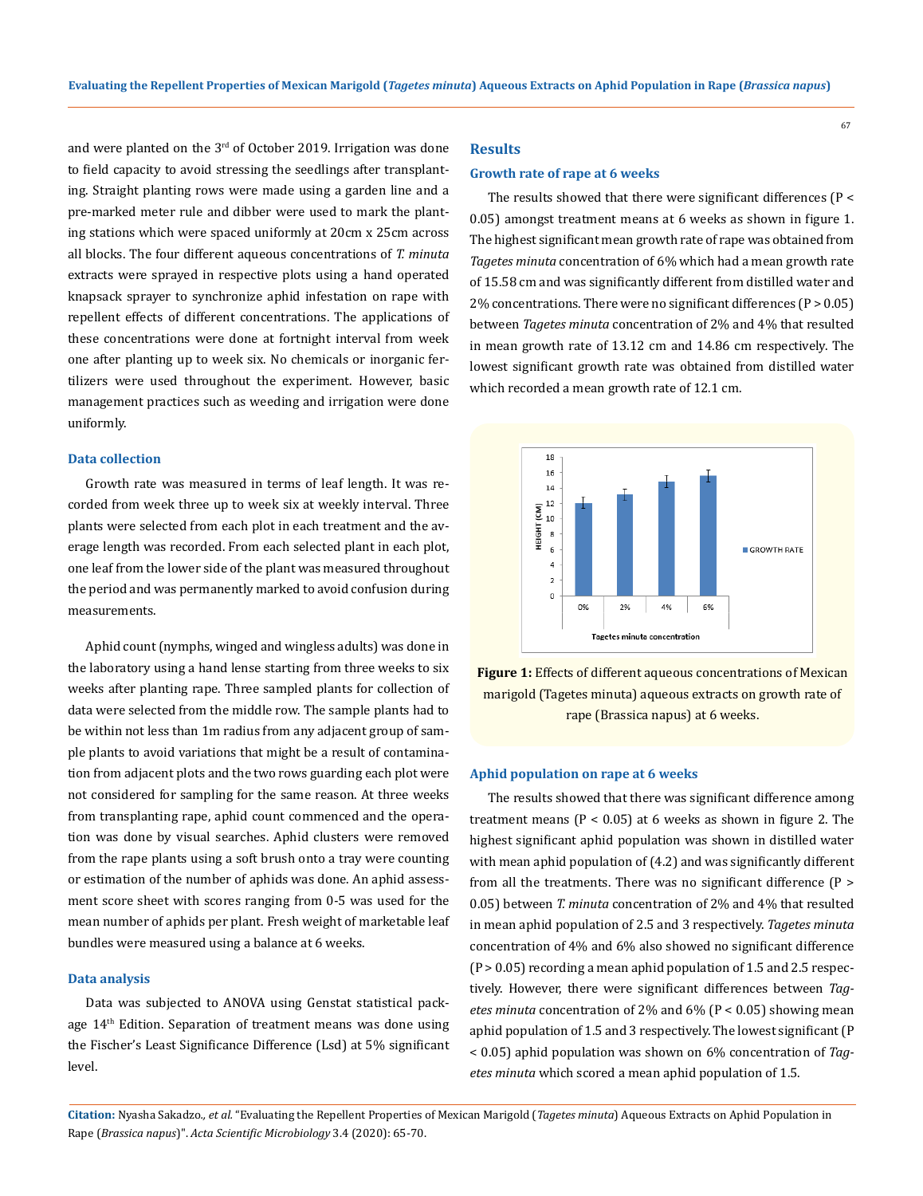and were planted on the 3rd of October 2019. Irrigation was done to field capacity to avoid stressing the seedlings after transplanting. Straight planting rows were made using a garden line and a pre-marked meter rule and dibber were used to mark the planting stations which were spaced uniformly at 20cm x 25cm across all blocks. The four different aqueous concentrations of *T. minuta* extracts were sprayed in respective plots using a hand operated knapsack sprayer to synchronize aphid infestation on rape with repellent effects of different concentrations. The applications of these concentrations were done at fortnight interval from week one after planting up to week six. No chemicals or inorganic fertilizers were used throughout the experiment. However, basic management practices such as weeding and irrigation were done uniformly.

### Data collection

Growth rate was measured in terms of leaf length. It was recorded from week three up to week six at weekly interval. Three plants were selected from each plot in each treatment and the average length was recorded. From each selected plant in each plot, one leaf from the lower side of the plant was measured throughout the period and was permanently marked to avoid confusion during measurements.

Aphid count (nymphs, winged and wingless adults) was done in the laboratory using a hand lense starting from three weeks to six weeks after planting rape. Three sampled plants for collection of data were selected from the middle row. The sample plants had to be within not less than 1m radius from any adjacent group of sample plants to avoid variations that might be a result of contamination from adjacent plots and the two rows guarding each plot were not considered for sampling for the same reason. At three weeks from transplanting rape, aphid count commenced and the operation was done by visual searches. Aphid clusters were removed from the rape plants using a soft brush onto a tray were counting or estimation of the number of aphids was done. An aphid assessment score sheet with scores ranging from 0-5 was used for the mean number of aphids per plant. Fresh weight of marketable leaf bundles were measured using a balance at 6 weeks.

### Data analysis

Data was subjected to ANOVA using Genstat statistical package 14th Edition. Separation of treatment means was done using the Fischer's Least Significance Difference (Lsd) at 5% significant level.

## Results

### Growth rate of rape at 6 weeks

The results showed that there were significant differences ($P < 0.05$) amongst treatment means at 6 weeks as shown in figure 1. The highest significant mean growth rate of rape was obtained from *Tagetes minuta* concentration of 6% which had a mean growth rate of 15.58 cm and was significantly different from distilled water and 2% concentrations. There were no significant differences ($P > 0.05$) between *Tagetes minuta* concentration of 2% and 4% that resulted in mean growth rate of 13.12 cm and 14.86 cm respectively. The lowest significant growth rate was obtained from distilled water which recorded a mean growth rate of 12.1 cm.

**Figure 1:** Effects of different aqueous concentrations of Mexican marigold (Tagetes minuta) aqueous extracts on growth rate of rape (Brassica napus) at 6 weeks.

### Aphid population on rape at 6 weeks

The results showed that there was significant difference among treatment means ($P < 0.05$) at 6 weeks as shown in figure 2. The highest significant aphid population was shown in distilled water with mean aphid population of (4.2) and was significantly different from all the treatments. There was no significant difference ($P > 0.05$) between *T. minuta* concentration of 2% and 4% that resulted in mean aphid population of 2.5 and 3 respectively. *Tagetes minuta* concentration of 4% and 6% also showed no significant difference ($P > 0.05$) recording a mean aphid population of 1.5 and 2.5 respectively. However, there were significant differences between *Tagetes minuta* concentration of 2% and 6% ($P < 0.05$) showing mean aphid population of 1.5 and 3 respectively. The lowest significant ($P < 0.05$) aphid population was shown on 6% concentration of *Tagetes minuta* which scored a mean aphid population of 1.5.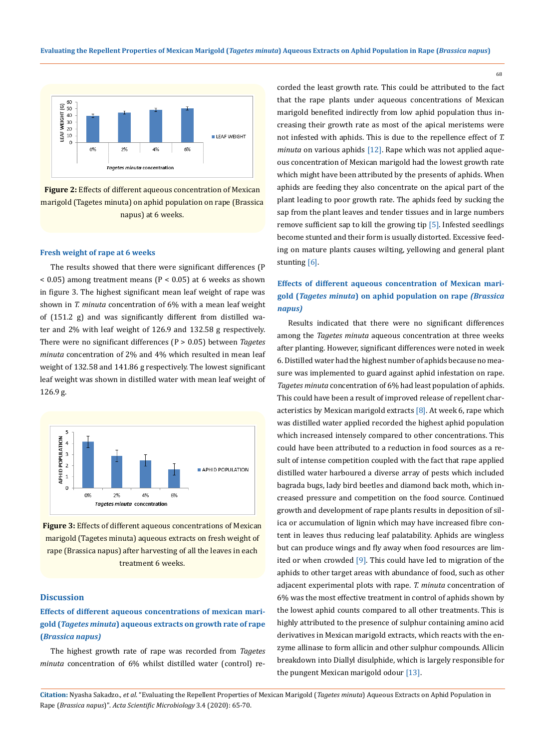**Figure 2:** Effects of different aqueous concentration of Mexican marigold (Tagetes minuta) on aphid population on rape (Brassica napus) at 6 weeks.

### Fresh weight of rape at 6 weeks

The results showed that there were significant differences ($P < 0.05$) among treatment means ($P < 0.05$) at 6 weeks as shown in figure 3. The highest significant mean leaf weight of rape was shown in *T. minuta* concentration of 6% with a mean leaf weight of (151.2 g) and was significantly different from distilled water and 2% with leaf weight of 126.9 and 132.58 g respectively. There were no significant differences ($P > 0.05$) between *Tagetes minuta* concentration of 2% and 4% which resulted in mean leaf weight of 132.58 and 141.86 g respectively. The lowest significant leaf weight was shown in distilled water with mean leaf weight of 126.9 g.

**Figure 3:** Effects of different aqueous concentrations of Mexican marigold (Tagetes minuta) aqueous extracts on fresh weight of rape (Brassica napus) after harvesting of all the leaves in each treatment 6 weeks.

## Discussion

### Effects of different aqueous concentrations of mexican marigold (*Tagetes minuta*) aqueous extracts on growth rate of rape (*Brassica napus)*

The highest growth rate of rape was recorded from *Tagetes minuta* concentration of 6% whilst distilled water (control) recorded the least growth rate. This could be attributed to the fact that the rape plants under aqueous concentrations of Mexican marigold benefited indirectly from low aphid population thus increasing their growth rate as most of the apical meristems were not infested with aphids. This is due to the repellence effect of *T. minuta* on various aphids [12]. Rape which was not applied aqueous concentration of Mexican marigold had the lowest growth rate which might have been attributed by the presents of aphids. When aphids are feeding they also concentrate on the apical part of the plant leading to poor growth rate. The aphids feed by sucking the sap from the plant leaves and tender tissues and in large numbers remove sufficient sap to kill the growing tip [5]. Infested seedlings become stunted and their form is usually distorted. Excessive feeding on mature plants causes wilting, yellowing and general plant stunting [6].

### Effects of different aqueous concentration of Mexican marigold (*Tagetes minuta*) on aphid population on rape *(Brassica napus)*

Results indicated that there were no significant differences among the *Tagetes minuta* aqueous concentration at three weeks after planting. However, significant differences were noted in week 6. Distilled water had the highest number of aphids because no measure was implemented to guard against aphid infestation on rape. *Tagetes minuta* concentration of 6% had least population of aphids. This could have been a result of improved release of repellent characteristics by Mexican marigold extracts [8]. At week 6, rape which was distilled water applied recorded the highest aphid population which increased intensely compared to other concentrations. This could have been attributed to a reduction in food sources as a result of intense competition coupled with the fact that rape applied distilled water harboured a diverse array of pests which included bagrada bugs, lady bird beetles and diamond back moth, which increased pressure and competition on the food source. Continued growth and development of rape plants results in deposition of silica or accumulation of lignin which may have increased fibre content in leaves thus reducing leaf palatability. Aphids are wingless but can produce wings and fly away when food resources are limited or when crowded [9]. This could have led to migration of the aphids to other target areas with abundance of food, such as other adjacent experimental plots with rape. *T. minuta* concentration of 6% was the most effective treatment in control of aphids shown by the lowest aphid counts compared to all other treatments. This is highly attributed to the presence of sulphur containing amino acid derivatives in Mexican marigold extracts, which reacts with the enzyme allinase to form allicin and other sulphur compounds. Allicin breakdown into Diallyl disulphide, which is largely responsible for the pungent Mexican marigold odour [13].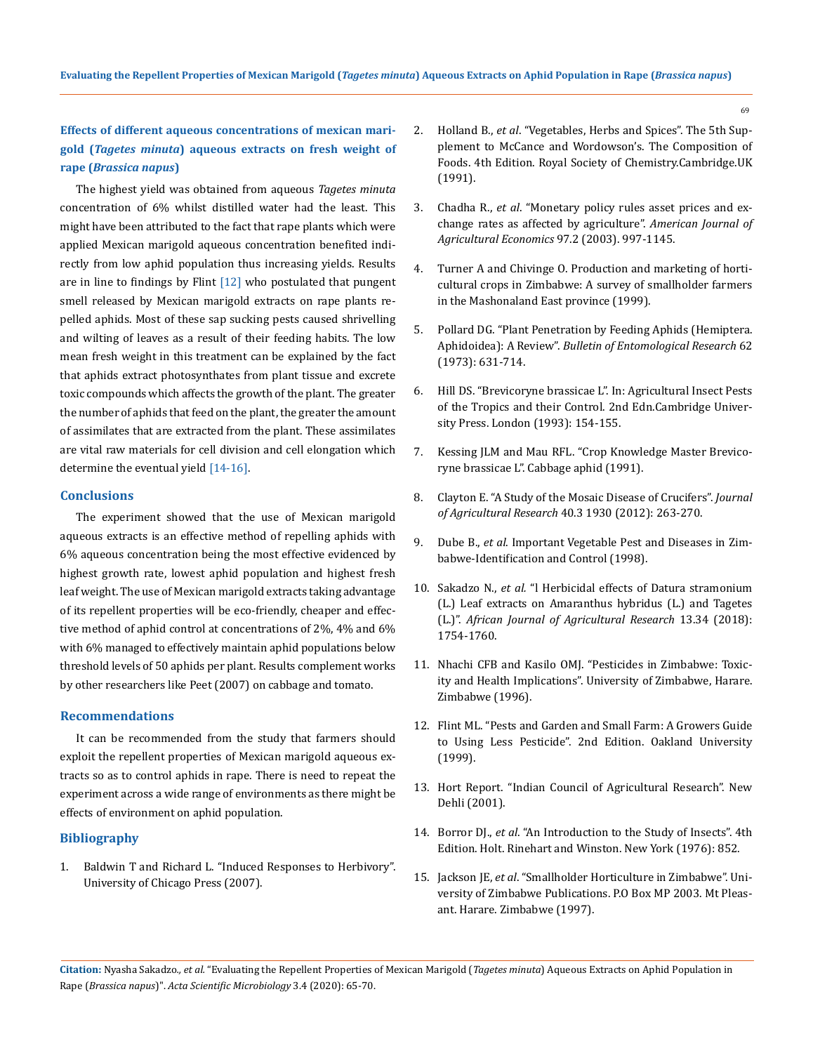### Effects of different aqueous concentrations of mexican marigold (*Tagetes minuta*) aqueous extracts on fresh weight of rape (*Brassica napus*)

The highest yield was obtained from aqueous *Tagetes minuta* concentration of 6% whilst distilled water had the least. This might have been attributed to the fact that rape plants which were applied Mexican marigold aqueous concentration benefited indirectly from low aphid population thus increasing yields. Results are in line to findings by Flint [12] who postulated that pungent smell released by Mexican marigold extracts on rape plants repelled aphids. Most of these sap sucking pests caused shrivelling and wilting of leaves as a result of their feeding habits. The low mean fresh weight in this treatment can be explained by the fact that aphids extract photosynthates from plant tissue and excrete toxic compounds which affects the growth of the plant. The greater the number of aphids that feed on the plant, the greater the amount of assimilates that are extracted from the plant. These assimilates are vital raw materials for cell division and cell elongation which determine the eventual yield [14-16].

## Conclusions

The experiment showed that the use of Mexican marigold aqueous extracts is an effective method of repelling aphids with 6% aqueous concentration being the most effective evidenced by highest growth rate, lowest aphid population and highest fresh leaf weight. The use of Mexican marigold extracts taking advantage of its repellent properties will be eco-friendly, cheaper and effective method of aphid control at concentrations of 2%, 4% and 6% with 6% managed to effectively maintain aphid populations below threshold levels of 50 aphids per plant. Results complement works by other researchers like Peet (2007) on cabbage and tomato.

## Recommendations

It can be recommended from the study that farmers should exploit the repellent properties of Mexican marigold aqueous extracts so as to control aphids in rape. There is need to repeat the experiment across a wide range of environments as there might be effects of environment on aphid population.

## Bibliography

1. Baldwin T and Richard L. "Induced Responses to Herbivory". University of Chicago Press (2007).
2. Holland B., *et al*. "Vegetables, Herbs and Spices". The 5th Supplement to McCance and Wordowson's. The Composition of Foods. 4th Edition. Royal Society of Chemistry.Cambridge.UK (1991).
3. Chadha R., *et al*. "Monetary policy rules asset prices and exchange rates as affected by agriculture". *American Journal of Agricultural Economics* 97.2 (2003). 997-1145.
4. Turner A and Chivinge O. Production and marketing of horticultural crops in Zimbabwe: A survey of smallholder farmers in the Mashonaland East province (1999).
5. Pollard DG. "Plant Penetration by Feeding Aphids (Hemiptera. Aphidoidea): A Review". *Bulletin of Entomological Research* 62 (1973): 631-714.
6. Hill DS. "Brevicoryne brassicae L". In: Agricultural Insect Pests of the Tropics and their Control. 2nd Edn.Cambridge University Press. London (1993): 154-155.
7. Kessing JLM and Mau RFL. "Crop Knowledge Master Brevicoryne brassicae L". Cabbage aphid (1991).
8. Clayton E. "A Study of the Mosaic Disease of Crucifers". *Journal of Agricultural Research* 40.3 1930 (2012): 263-270.
9. Dube B., *et al*. Important Vegetable Pest and Diseases in Zimbabwe-Identification and Control (1998).
10. Sakadzo N., *et al.* "l Herbicidal effects of Datura stramonium (L.) Leaf extracts on Amaranthus hybridus (L.) and Tagetes (L.)". *African Journal of Agricultural Research* 13.34 (2018): 1754-1760.
11. Nhachi CFB and Kasilo OMJ. "Pesticides in Zimbabwe: Toxicity and Health Implications". University of Zimbabwe, Harare. Zimbabwe (1996).
12. Flint ML. "Pests and Garden and Small Farm: A Growers Guide to Using Less Pesticide". 2nd Edition. Oakland University (1999).
13. Hort Report. "Indian Council of Agricultural Research". New Dehli (2001).
14. Borror DJ., *et al*. "An Introduction to the Study of Insects". 4th Edition. Holt. Rinehart and Winston. New York (1976): 852.
15. Jackson JE, *et al*. "Smallholder Horticulture in Zimbabwe". University of Zimbabwe Publications. P.O Box MP 2003. Mt Pleasant. Harare. Zimbabwe (1997).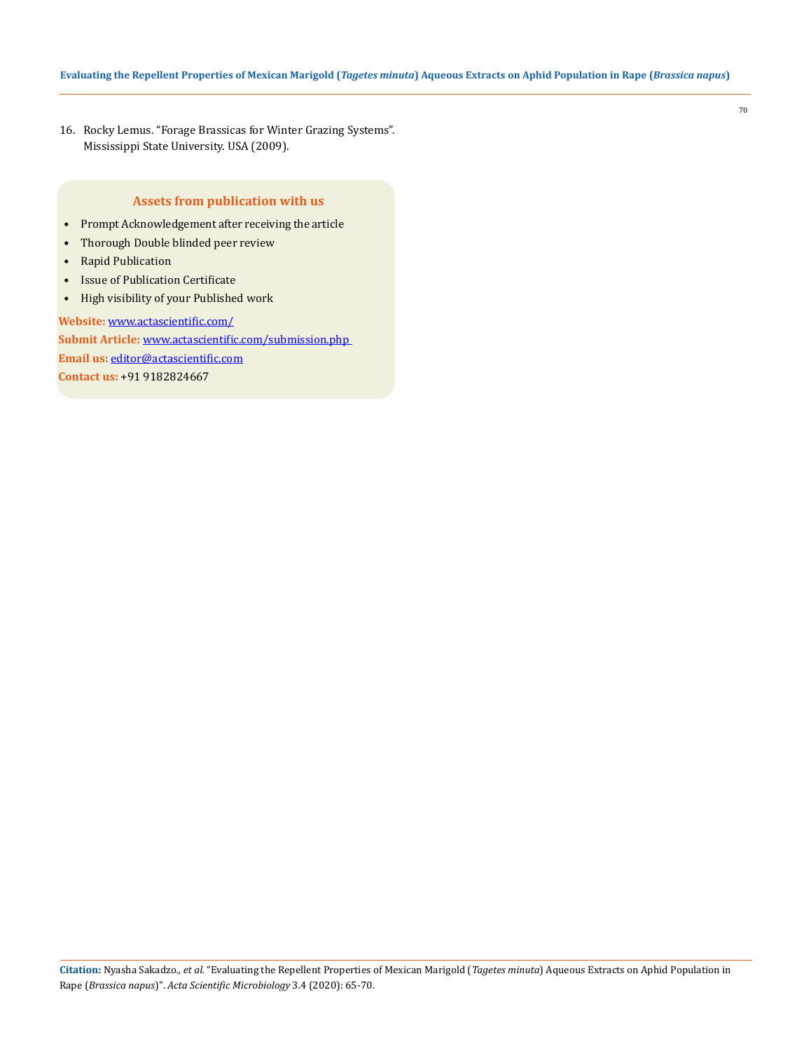16. Rocky Lemus. "Forage Brassicas for Winter Grazing Systems". Mississippi State University. USA (2009).

### Assets from publication with us

- Prompt Acknowledgement after receiving the article
- Thorough Double blinded peer review
- Rapid Publication
- Issue of Publication Certificate
- High visibility of your Published work

**Website:** www.actascientific.com/

**Submit Article:** www.actascientific.com/submission.php

**Email us:** editor@actascientific.com

**Contact us:** +91 9182824667

**Citation:** Nyasha Sakadzo., *et al.* "Evaluating the Repellent Properties of Mexican Marigold (*Tagetes minuta*) Aqueous Extracts on Aphid Population in Rape (*Brassica napus*)". *Acta Scientific Microbiology* 3.4 (2020): 65-70.